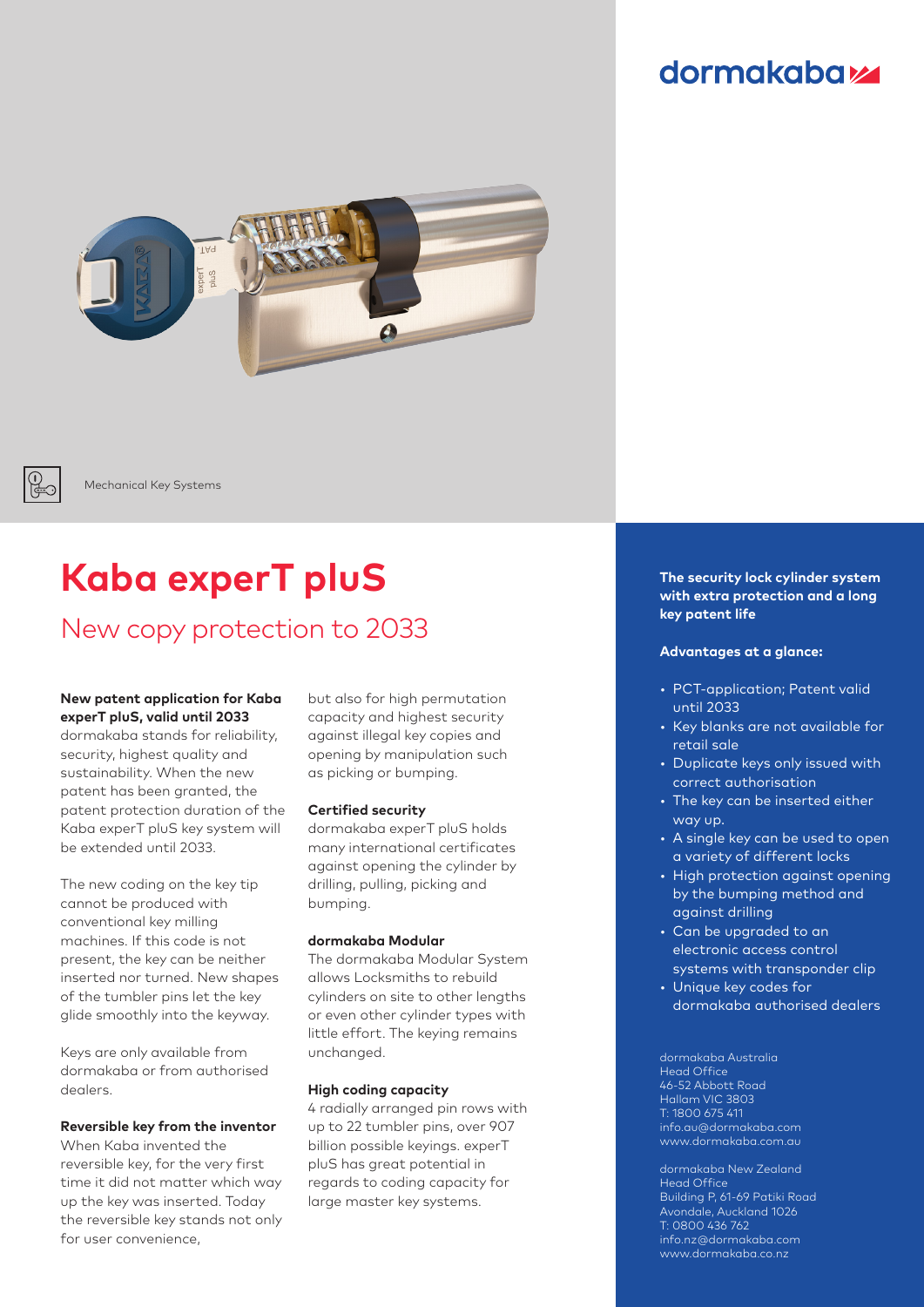dormakaba

Mechanical Key Systems

# Kaba experT pluS

## New copy protection to 2033

**New patent application for Kaba experT pluS, valid until 2033**
dormakaba stands for reliability, security, highest quality and sustainability. When the new patent has been granted, the patent protection duration of the Kaba experT pluS key system will be extended until 2033.

The new coding on the key tip cannot be produced with conventional key milling machines. If this code is not present, the key can be neither inserted nor turned. New shapes of the tumbler pins let the key glide smoothly into the keyway.

Keys are only available from dormakaba or from authorised dealers.

**Reversible key from the inventor**
When Kaba invented the reversible key, for the very first time it did not matter which way up the key was inserted. Today the reversible key stands not only for user convenience, but also for high permutation capacity and highest security against illegal key copies and opening by manipulation such as picking or bumping.

**Certified security**
dormakaba experT pluS holds many international certificates against opening the cylinder by drilling, pulling, picking and bumping.

**dormakaba Modular**
The dormakaba Modular System allows Locksmiths to rebuild cylinders on site to other lengths or even other cylinder types with little effort. The keying remains unchanged.

**High coding capacity**
4 radially arranged pin rows with up to 22 tumbler pins, over 907 billion possible keyings. experT pluS has great potential in regards to coding capacity for large master key systems.

**The security lock cylinder system with extra protection and a long key patent life**

**Advantages at a glance:**

- PCT-application; Patent valid until 2033
- Key blanks are not available for retail sale
- Duplicate keys only issued with correct authorisation
- The key can be inserted either way up.
- A single key can be used to open a variety of different locks
- High protection against opening by the bumping method and against drilling
- Can be upgraded to an electronic access control systems with transponder clip
- Unique key codes for dormakaba authorised dealers

dormakaba Australia
Head Office
46-52 Abbott Road
Hallam VIC 3803
T: 1800 675 411
info.au@dormakaba.com
www.dormakaba.com.au

dormakaba New Zealand
Head Office
Building P, 61-69 Patiki Road
Avondale, Auckland 1026
T: 0800 436 762
info.nz@dormakaba.com
www.dormakaba.co.nz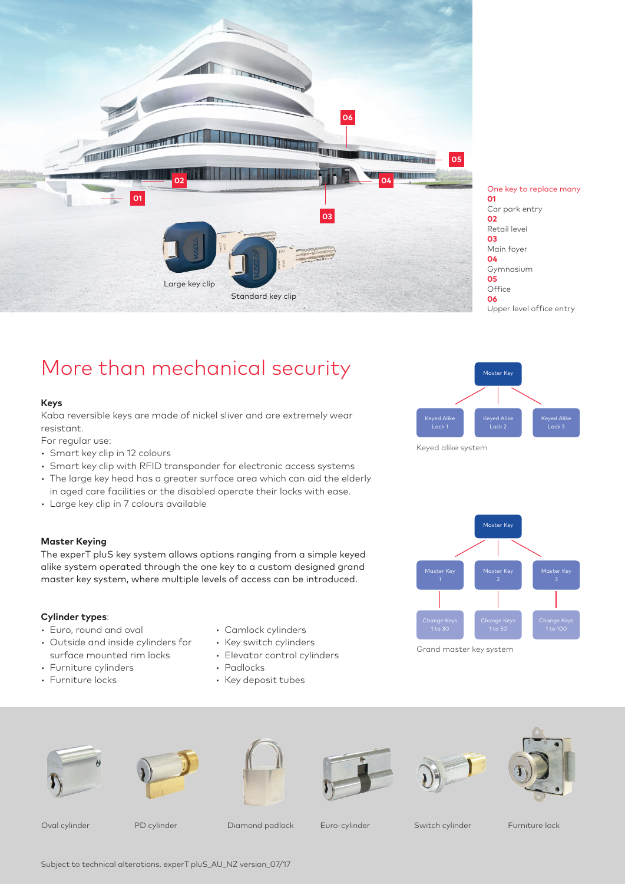Large key clip

Standard key clip

One key to replace many

01
Car park entry

02
Retail level

03
Main foyer

04
Gymnasium

05
Office

06
Upper level office entry

# More than mechanical security

### Keys

Kaba reversible keys are made of nickel sliver and are extremely wear resistant.

For regular use:

- Smart key clip in 12 colours
- Smart key clip with RFID transponder for electronic access systems
- The large key head has a greater surface area which can aid the elderly in aged care facilities or the disabled operate their locks with ease.
- Large key clip in 7 colours available

### Master Keying

The experT pluS key system allows options ranging from a simple keyed alike system operated through the one key to a custom designed grand master key system, where multiple levels of access can be introduced.

### Cylinder types:

- Euro, round and oval
- Outside and inside cylinders for surface mounted rim locks
- Furniture cylinders
- Furniture locks
- Camlock cylinders
- Key switch cylinders
- Elevator control cylinders
- Padlocks
- Key deposit tubes

Master Key

Keyed Alike Lock 1

Keyed Alike Lock 2

Keyed Alike Lock 3

Keyed alike system

Master Key

Master Key 1

Master Key 2

Master Key 3

Change Keys 1 to 30

Change Keys 1 to 50

Change Keys 1 to 100

Grand master key system

Oval cylinder

PD cylinder

Diamond padlock

Euro-cylinder

Switch cylinder

Furniture lock

Subject to technical alterations. experT pluS_AU_NZ version_07/17